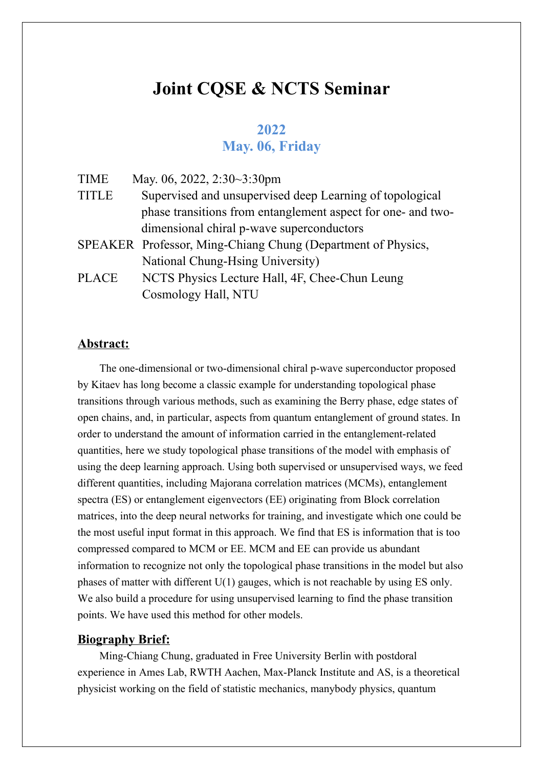# Joint CQSE & NCTS Seminar

## 2022
## May. 06, Friday

TIME May. 06, 2022, 2:30~3:30pm

TITLE Supervised and unsupervised deep Learning of topological phase transitions from entanglement aspect for one- and two-dimensional chiral p-wave superconductors

SPEAKER Professor, Ming-Chiang Chung (Department of Physics, National Chung-Hsing University)

PLACE NCTS Physics Lecture Hall, 4F, Chee-Chun Leung Cosmology Hall, NTU

**Abstract:**

The one-dimensional or two-dimensional chiral p-wave superconductor proposed by Kitaev has long become a classic example for understanding topological phase transitions through various methods, such as examining the Berry phase, edge states of open chains, and, in particular, aspects from quantum entanglement of ground states. In order to understand the amount of information carried in the entanglement-related quantities, here we study topological phase transitions of the model with emphasis of using the deep learning approach. Using both supervised or unsupervised ways, we feed different quantities, including Majorana correlation matrices (MCMs), entanglement spectra (ES) or entanglement eigenvectors (EE) originating from Block correlation matrices, into the deep neural networks for training, and investigate which one could be the most useful input format in this approach. We find that ES is information that is too compressed compared to MCM or EE. MCM and EE can provide us abundant information to recognize not only the topological phase transitions in the model but also phases of matter with different U(1) gauges, which is not reachable by using ES only. We also build a procedure for using unsupervised learning to find the phase transition points. We have used this method for other models.

**Biography Brief:**

Ming-Chiang Chung, graduated in Free University Berlin with postdoral experience in Ames Lab, RWTH Aachen, Max-Planck Institute and AS, is a theoretical physicist working on the field of statistic mechanics, manybody physics, quantum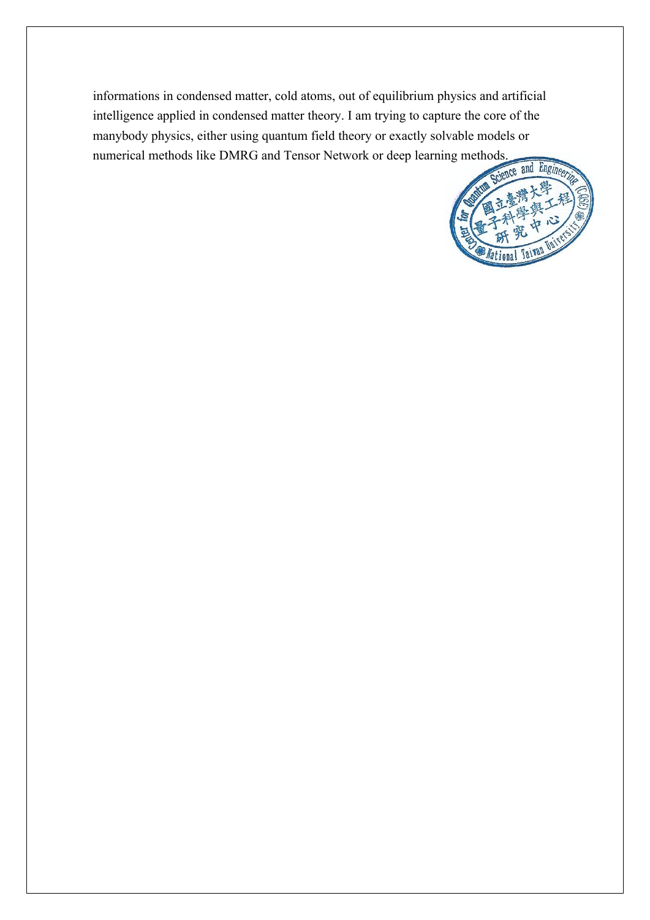informations in condensed matter, cold atoms, out of equilibrium physics and artificial intelligence applied in condensed matter theory. I am trying to capture the core of the manybody physics, either using quantum field theory or exactly solvable models or numerical methods like DMRG and Tensor Network or deep learning methods.